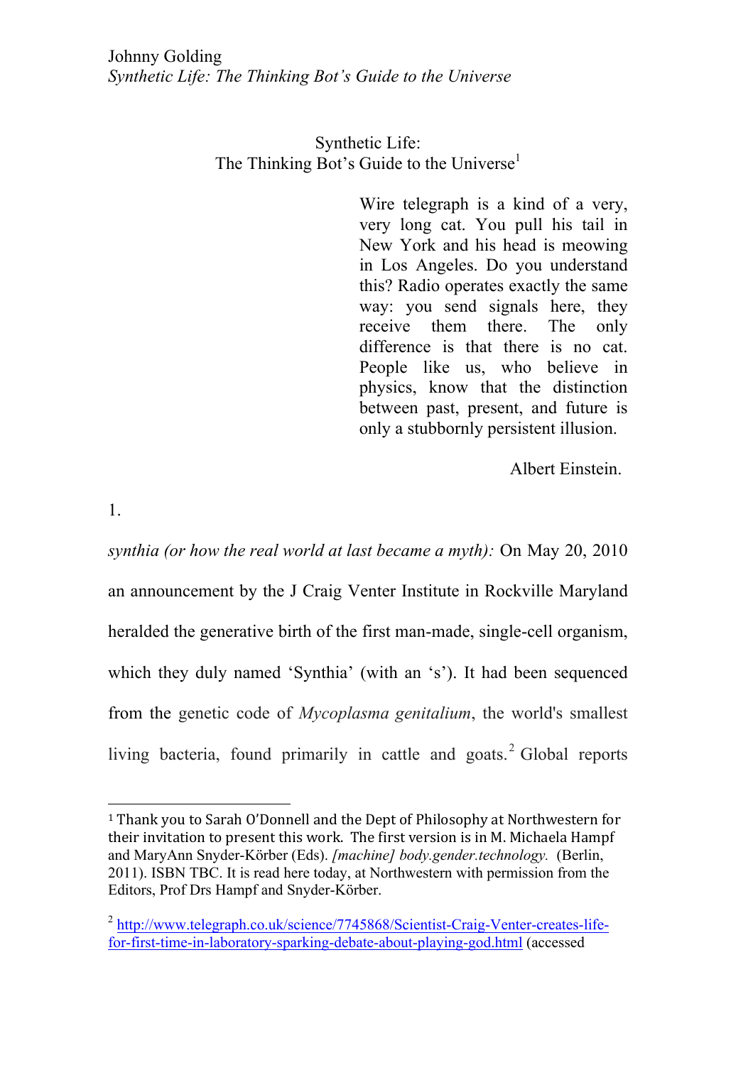# Synthetic Life: The Thinking Bot's Guide to the Universe[1]

> Wire telegraph is a kind of a very, very long cat. You pull his tail in New York and his head is meowing in Los Angeles. Do you understand this? Radio operates exactly the same way: you send signals here, they receive them there. The only difference is that there is no cat. People like us, who believe in physics, know that the distinction between past, present, and future is only a stubbornly persistent illusion.
>
> Albert Einstein.

1.

*synthia (or how the real world at last became a myth):* On May 20, 2010 an announcement by the J Craig Venter Institute in Rockville Maryland heralded the generative birth of the first man-made, single-cell organism, which they duly named 'Synthia' (with an 's'). It had been sequenced from the genetic code of *Mycoplasma genitalium*, the world's smallest living bacteria, found primarily in cattle and goats.[2] Global reports

---

[1] Thank you to Sarah O'Donnell and the Dept of Philosophy at Northwestern for their invitation to present this work. The first version is in M. Michaela Hampf and MaryAnn Snyder-Körber (Eds). *[machine] body.gender.technology.* (Berlin, 2011). ISBN TBC. It is read here today, at Northwestern with permission from the Editors, Prof Drs Hampf and Snyder-Körber.

[2] http://www.telegraph.co.uk/science/7745868/Scientist-Craig-Venter-creates-life-for-first-time-in-laboratory-sparking-debate-about-playing-god.html (accessed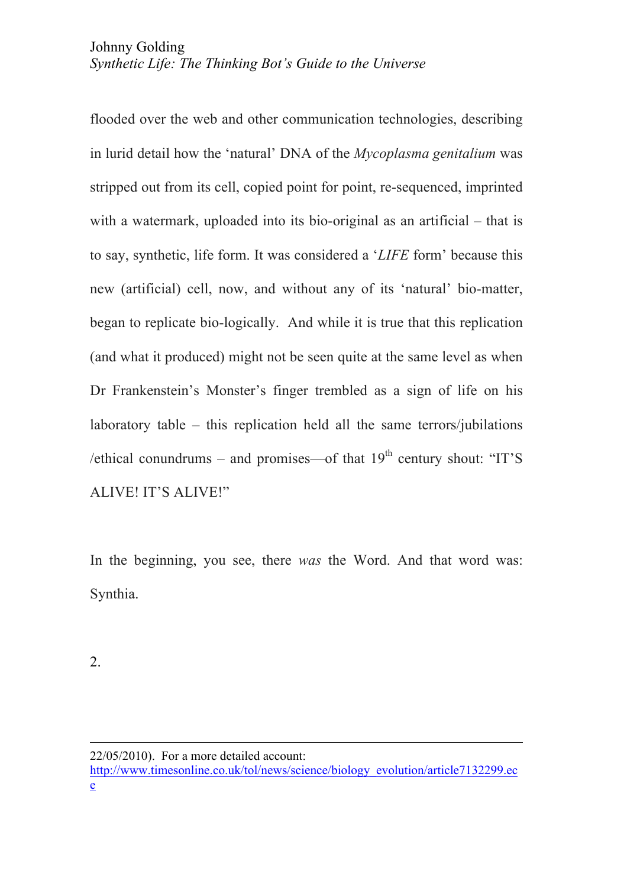flooded over the web and other communication technologies, describing in lurid detail how the 'natural' DNA of the *Mycoplasma genitalium* was stripped out from its cell, copied point for point, re-sequenced, imprinted with a watermark, uploaded into its bio-original as an artificial – that is to say, synthetic, life form. It was considered a '*LIFE* form' because this new (artificial) cell, now, and without any of its 'natural' bio-matter, began to replicate bio-logically. And while it is true that this replication (and what it produced) might not be seen quite at the same level as when Dr Frankenstein's Monster's finger trembled as a sign of life on his laboratory table – this replication held all the same terrors/jubilations /ethical conundrums – and promises—of that 19th century shout: "IT'S ALIVE! IT'S ALIVE!"

In the beginning, you see, there *was* the Word. And that word was: Synthia.

2.

---

22/05/2010). For a more detailed account: http://www.timesonline.co.uk/tol/news/science/biology_evolution/article7132299.ece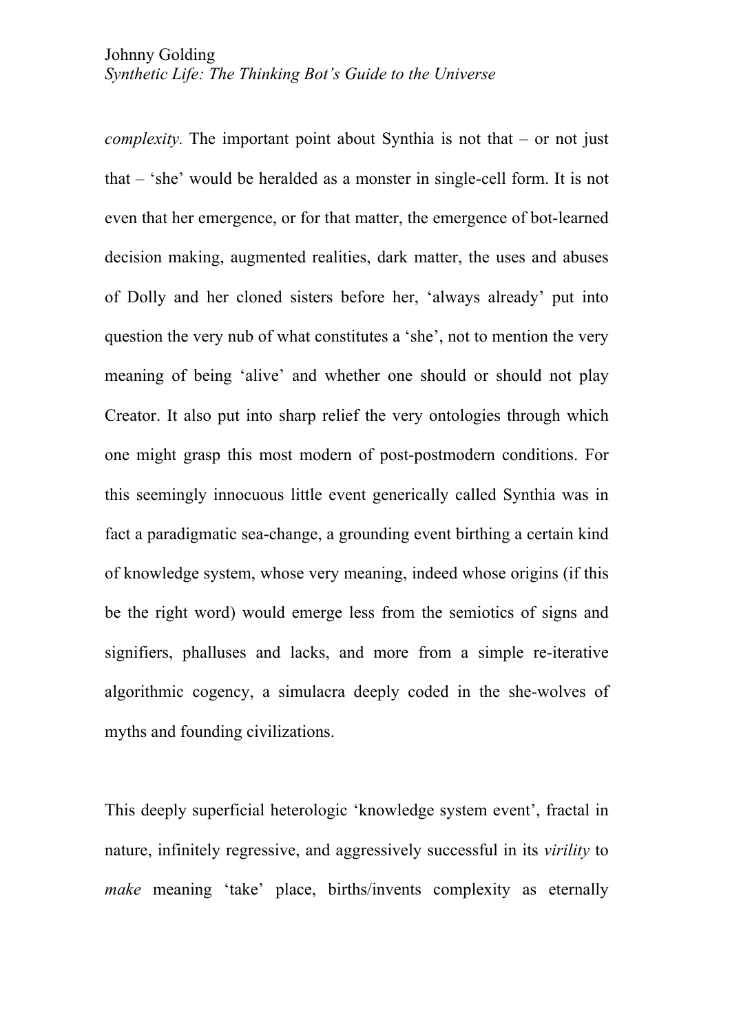*complexity*. The important point about Synthia is not that – or not just that – 'she' would be heralded as a monster in single-cell form. It is not even that her emergence, or for that matter, the emergence of bot-learned decision making, augmented realities, dark matter, the uses and abuses of Dolly and her cloned sisters before her, 'always already' put into question the very nub of what constitutes a 'she', not to mention the very meaning of being 'alive' and whether one should or should not play Creator. It also put into sharp relief the very ontologies through which one might grasp this most modern of post-postmodern conditions. For this seemingly innocuous little event generically called Synthia was in fact a paradigmatic sea-change, a grounding event birthing a certain kind of knowledge system, whose very meaning, indeed whose origins (if this be the right word) would emerge less from the semiotics of signs and signifiers, phalluses and lacks, and more from a simple re-iterative algorithmic cogency, a simulacra deeply coded in the she-wolves of myths and founding civilizations.

This deeply superficial heterologic 'knowledge system event', fractal in nature, infinitely regressive, and aggressively successful in its *virility* to *make* meaning 'take' place, births/invents complexity as eternally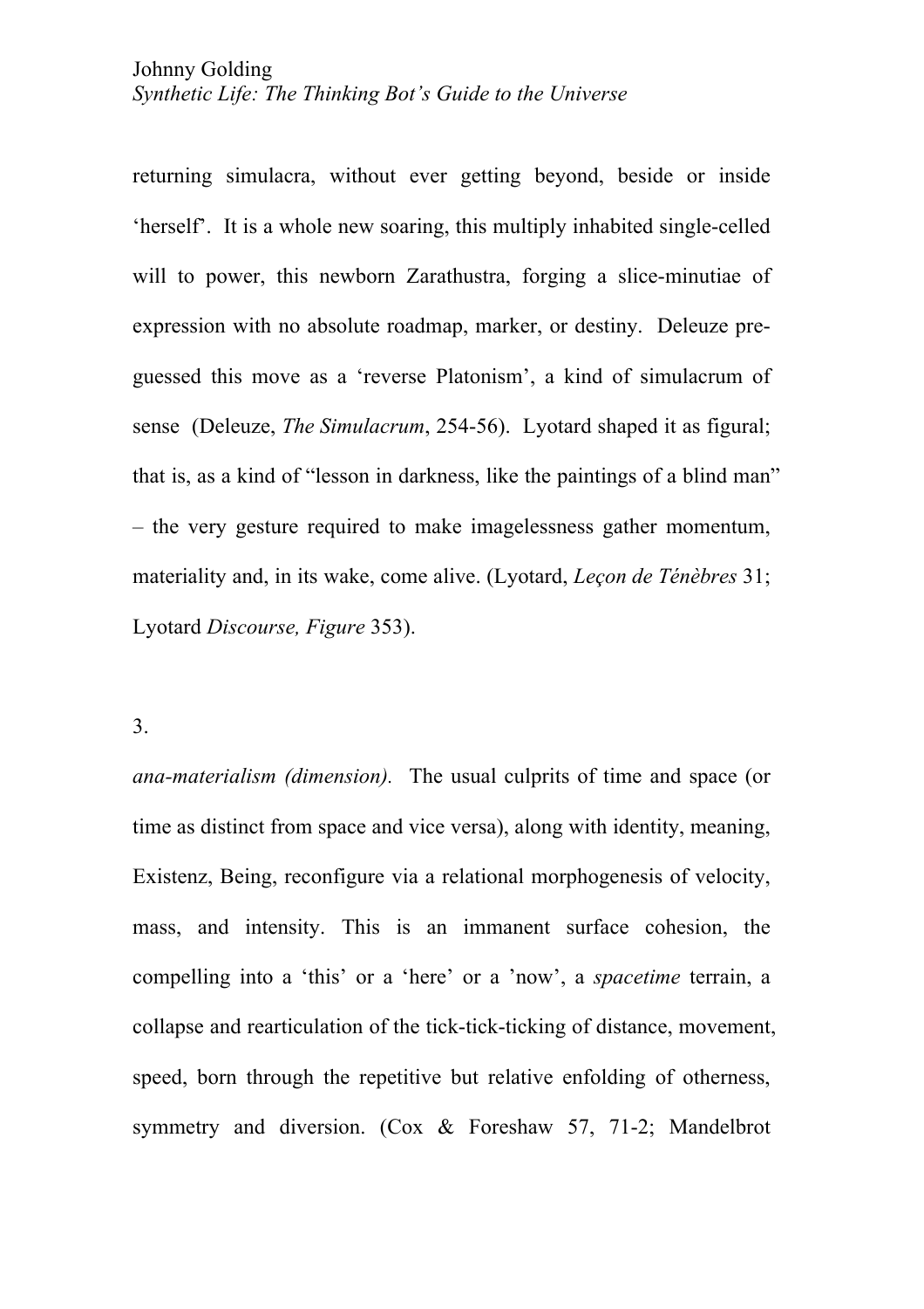returning simulacra, without ever getting beyond, beside or inside 'herself'. It is a whole new soaring, this multiply inhabited single-celled will to power, this newborn Zarathustra, forging a slice-minutiae of expression with no absolute roadmap, marker, or destiny. Deleuze pre-guessed this move as a 'reverse Platonism', a kind of simulacrum of sense (Deleuze, *The Simulacrum*, 254-56). Lyotard shaped it as figural; that is, as a kind of "lesson in darkness, like the paintings of a blind man" – the very gesture required to make imagelessness gather momentum, materiality and, in its wake, come alive. (Lyotard, *Leçon de Ténèbres* 31; Lyotard *Discourse, Figure* 353).

3.

*ana-materialism (dimension).* The usual culprits of time and space (or time as distinct from space and vice versa), along with identity, meaning, Existenz, Being, reconfigure via a relational morphogenesis of velocity, mass, and intensity. This is an immanent surface cohesion, the compelling into a 'this' or a 'here' or a 'now', a *spacetime* terrain, a collapse and rearticulation of the tick-tick-ticking of distance, movement, speed, born through the repetitive but relative enfolding of otherness, symmetry and diversion. (Cox & Foreshaw 57, 71-2; Mandelbrot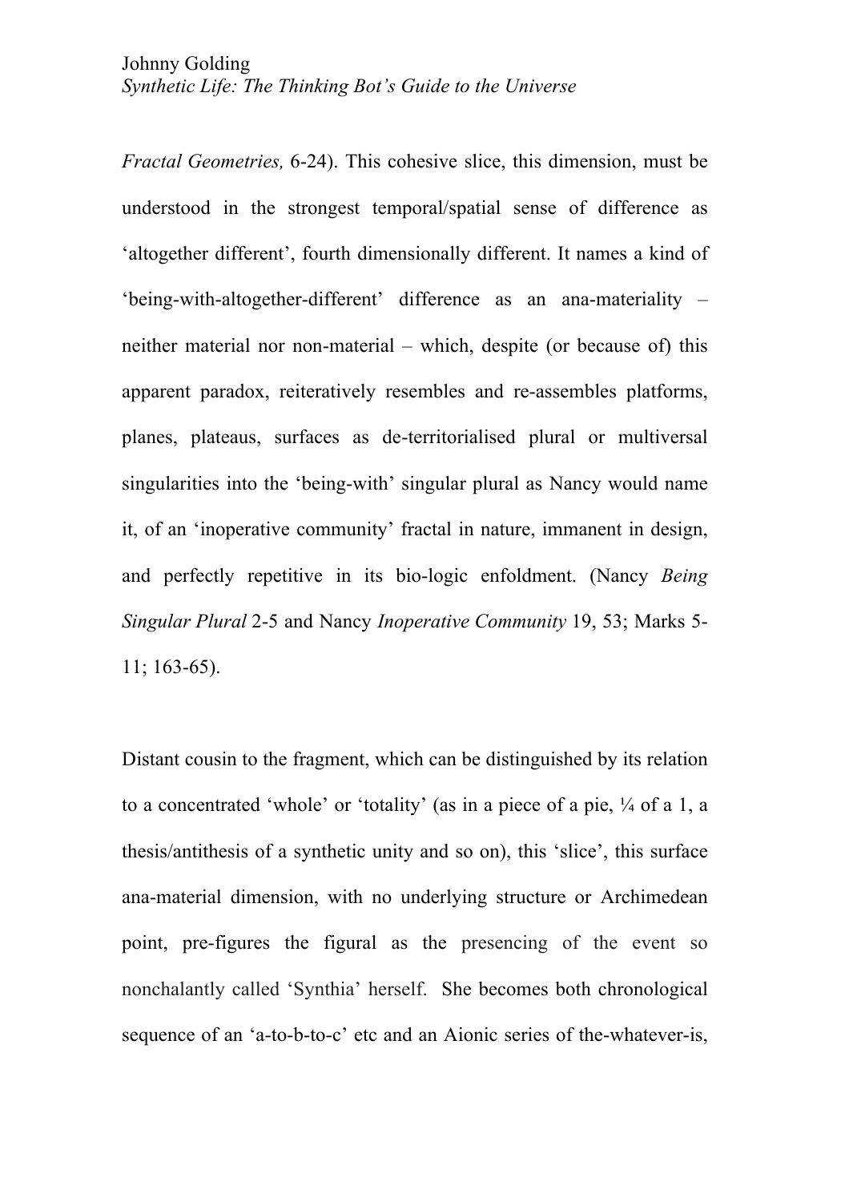*Fractal Geometries,* 6-24). This cohesive slice, this dimension, must be understood in the strongest temporal/spatial sense of difference as 'altogether different', fourth dimensionally different. It names a kind of 'being-with-altogether-different' difference as an ana-materiality – neither material nor non-material – which, despite (or because of) this apparent paradox, reiteratively resembles and re-assembles platforms, planes, plateaus, surfaces as de-territorialised plural or multiversal singularities into the 'being-with' singular plural as Nancy would name it, of an 'inoperative community' fractal in nature, immanent in design, and perfectly repetitive in its bio-logic enfoldment. (Nancy *Being Singular Plural* 2-5 and Nancy *Inoperative Community* 19, 53; Marks 5-11; 163-65).

Distant cousin to the fragment, which can be distinguished by its relation to a concentrated 'whole' or 'totality' (as in a piece of a pie, ¼ of a 1, a thesis/antithesis of a synthetic unity and so on), this 'slice', this surface ana-material dimension, with no underlying structure or Archimedean point, pre-figures the figural as the presencing of the event so nonchalantly called 'Synthia' herself. She becomes both chronological sequence of an 'a-to-b-to-c' etc and an Aionic series of the-whatever-is,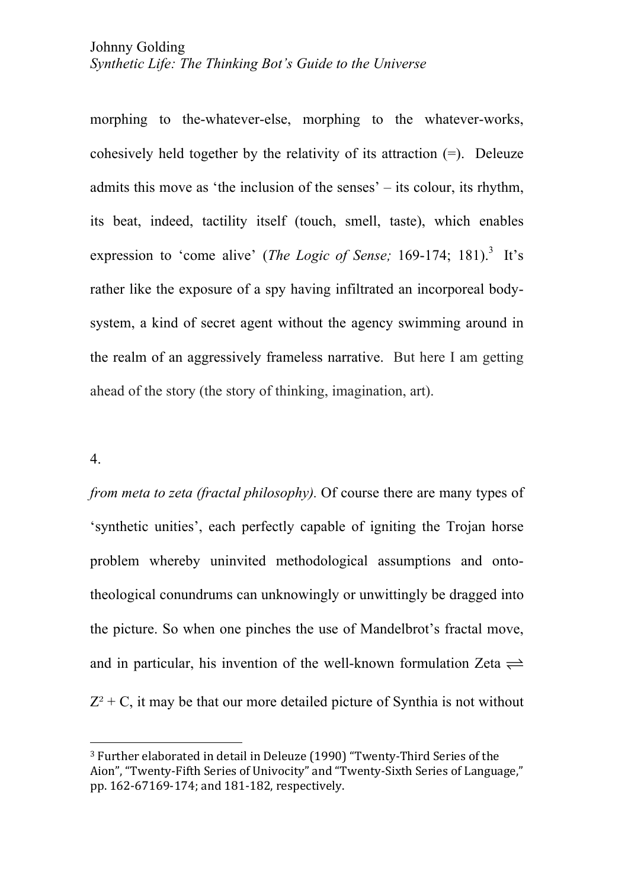morphing to the-whatever-else, morphing to the whatever-works, cohesively held together by the relativity of its attraction (=). Deleuze admits this move as 'the inclusion of the senses' – its colour, its rhythm, its beat, indeed, tactility itself (touch, smell, taste), which enables expression to 'come alive' (*The Logic of Sense;* 169-174; 181).[3] It's rather like the exposure of a spy having infiltrated an incorporeal body-system, a kind of secret agent without the agency swimming around in the realm of an aggressively frameless narrative. But here I am getting ahead of the story (the story of thinking, imagination, art).

4.

*from meta to zeta (fractal philosophy).* Of course there are many types of 'synthetic unities', each perfectly capable of igniting the Trojan horse problem whereby uninvited methodological assumptions and onto-theological conundrums can unknowingly or unwittingly be dragged into the picture. So when one pinches the use of Mandelbrot's fractal move, and in particular, his invention of the well-known formulation Zeta $\rightleftharpoons$ $Z^2 + C$, it may be that our more detailed picture of Synthia is not without

---

[3] Further elaborated in detail in Deleuze (1990) "Twenty-Third Series of the Aion", "Twenty-Fifth Series of Univocity" and "Twenty-Sixth Series of Language," pp. 162-67169-174; and 181-182, respectively.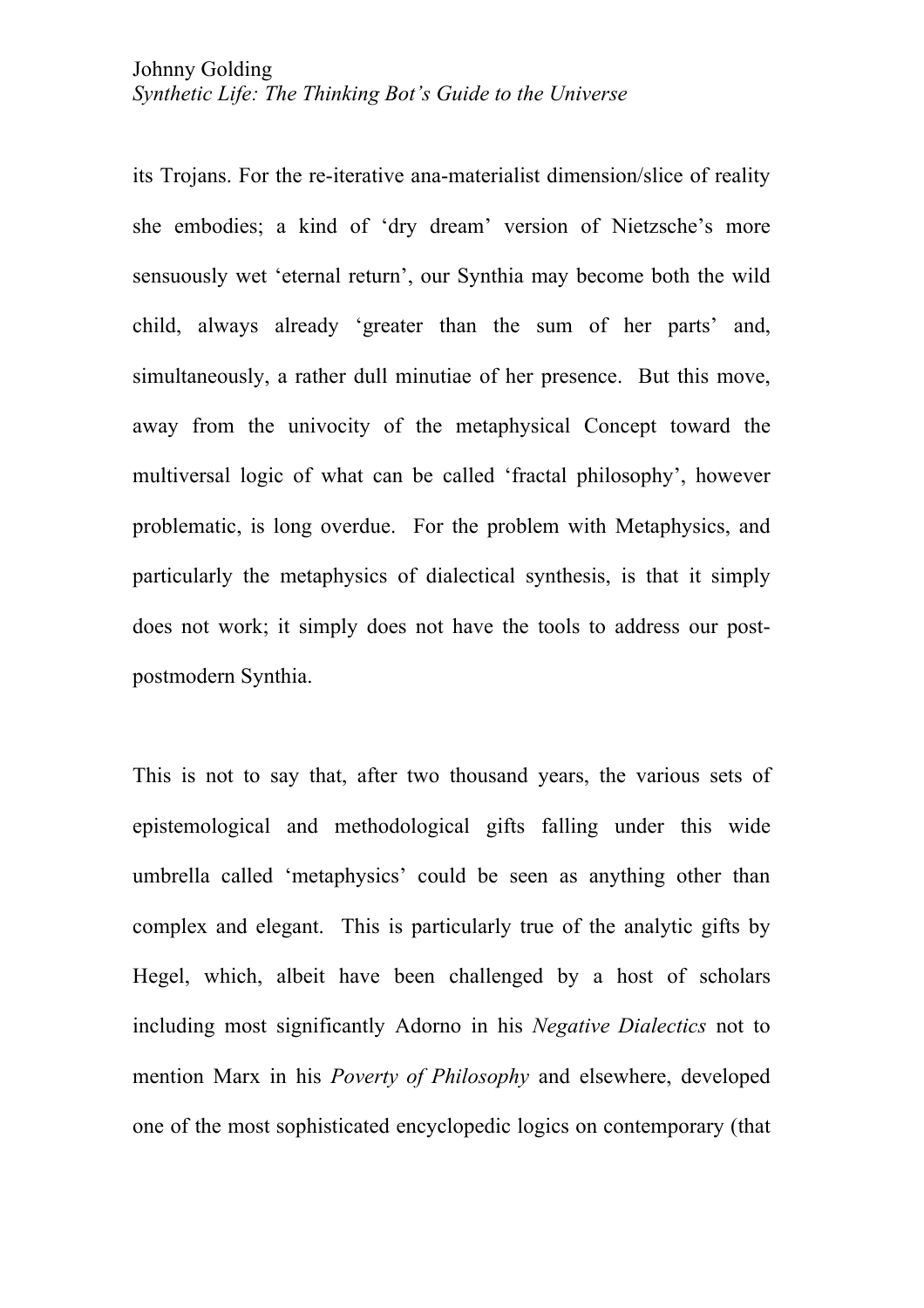its Trojans. For the re-iterative ana-materialist dimension/slice of reality she embodies; a kind of 'dry dream' version of Nietzsche's more sensuously wet 'eternal return', our Synthia may become both the wild child, always already 'greater than the sum of her parts' and, simultaneously, a rather dull minutiae of her presence. But this move, away from the univocity of the metaphysical Concept toward the multiversal logic of what can be called 'fractal philosophy', however problematic, is long overdue. For the problem with Metaphysics, and particularly the metaphysics of dialectical synthesis, is that it simply does not work; it simply does not have the tools to address our post-postmodern Synthia.

This is not to say that, after two thousand years, the various sets of epistemological and methodological gifts falling under this wide umbrella called 'metaphysics' could be seen as anything other than complex and elegant. This is particularly true of the analytic gifts by Hegel, which, albeit have been challenged by a host of scholars including most significantly Adorno in his *Negative Dialectics* not to mention Marx in his *Poverty of Philosophy* and elsewhere, developed one of the most sophisticated encyclopedic logics on contemporary (that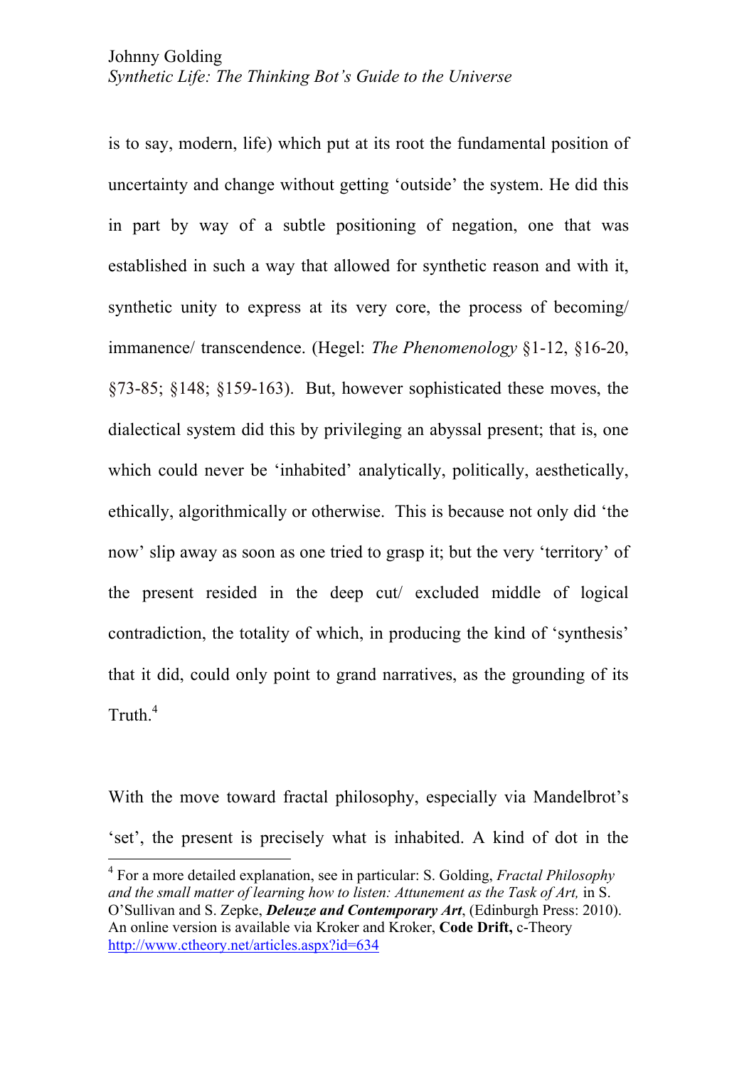is to say, modern, life) which put at its root the fundamental position of uncertainty and change without getting 'outside' the system. He did this in part by way of a subtle positioning of negation, one that was established in such a way that allowed for synthetic reason and with it, synthetic unity to express at its very core, the process of becoming/ immanence/ transcendence. (Hegel: *The Phenomenology* §1-12, §16-20, §73-85; §148; §159-163). But, however sophisticated these moves, the dialectical system did this by privileging an abyssal present; that is, one which could never be 'inhabited' analytically, politically, aesthetically, ethically, algorithmically or otherwise. This is because not only did 'the now' slip away as soon as one tried to grasp it; but the very 'territory' of the present resided in the deep cut/ excluded middle of logical contradiction, the totality of which, in producing the kind of 'synthesis' that it did, could only point to grand narratives, as the grounding of its Truth.[4]

With the move toward fractal philosophy, especially via Mandelbrot's 'set', the present is precisely what is inhabited. A kind of dot in the

---

[4] For a more detailed explanation, see in particular: S. Golding, *Fractal Philosophy and the small matter of learning how to listen: Attunement as the Task of Art,* in S. O'Sullivan and S. Zepke, ***Deleuze and Contemporary Art***, (Edinburgh Press: 2010). An online version is available via Kroker and Kroker, **Code Drift,** c-Theory http://www.ctheory.net/articles.aspx?id=634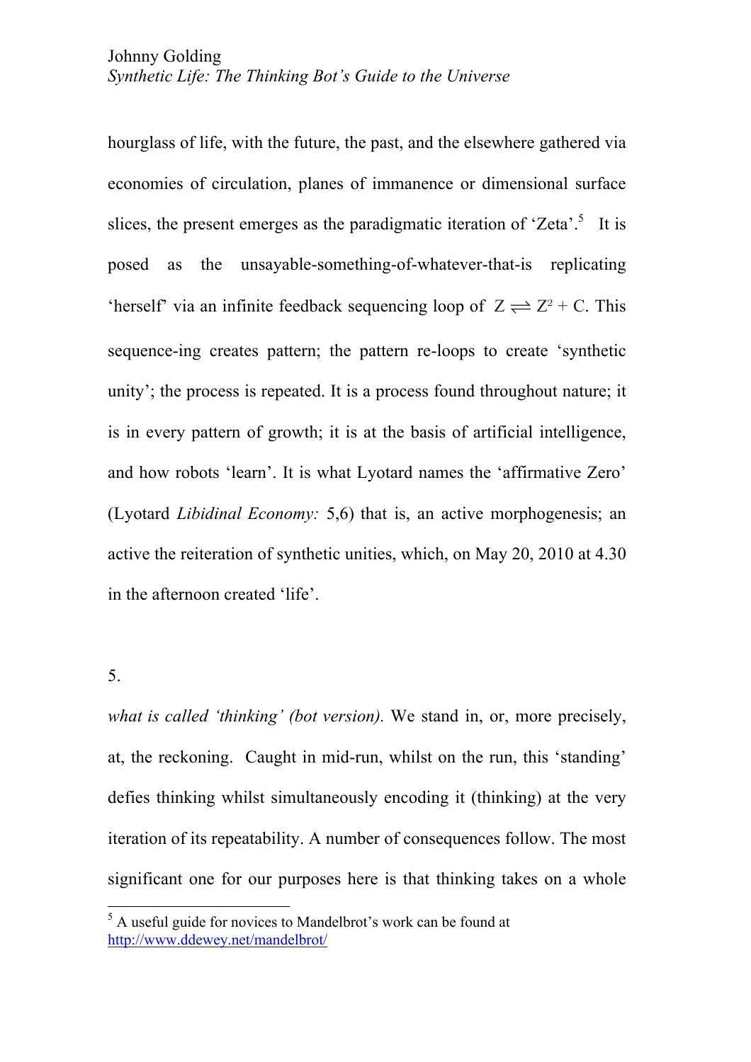hourglass of life, with the future, the past, and the elsewhere gathered via economies of circulation, planes of immanence or dimensional surface slices, the present emerges as the paradigmatic iteration of 'Zeta'.[5] It is posed as the unsayable-something-of-whatever-that-is replicating 'herself' via an infinite feedback sequencing loop of $Z \rightleftharpoons Z^2 + C$. This sequence-ing creates pattern; the pattern re-loops to create 'synthetic unity'; the process is repeated. It is a process found throughout nature; it is in every pattern of growth; it is at the basis of artificial intelligence, and how robots 'learn'. It is what Lyotard names the 'affirmative Zero' (Lyotard *Libidinal Economy:* 5,6) that is, an active morphogenesis; an active the reiteration of synthetic unities, which, on May 20, 2010 at 4.30 in the afternoon created 'life'.

5.

*what is called 'thinking' (bot version).* We stand in, or, more precisely, at, the reckoning. Caught in mid-run, whilst on the run, this 'standing' defies thinking whilst simultaneously encoding it (thinking) at the very iteration of its repeatability. A number of consequences follow. The most significant one for our purposes here is that thinking takes on a whole

---

[5] A useful guide for novices to Mandelbrot's work can be found at http://www.ddewey.net/mandelbrot/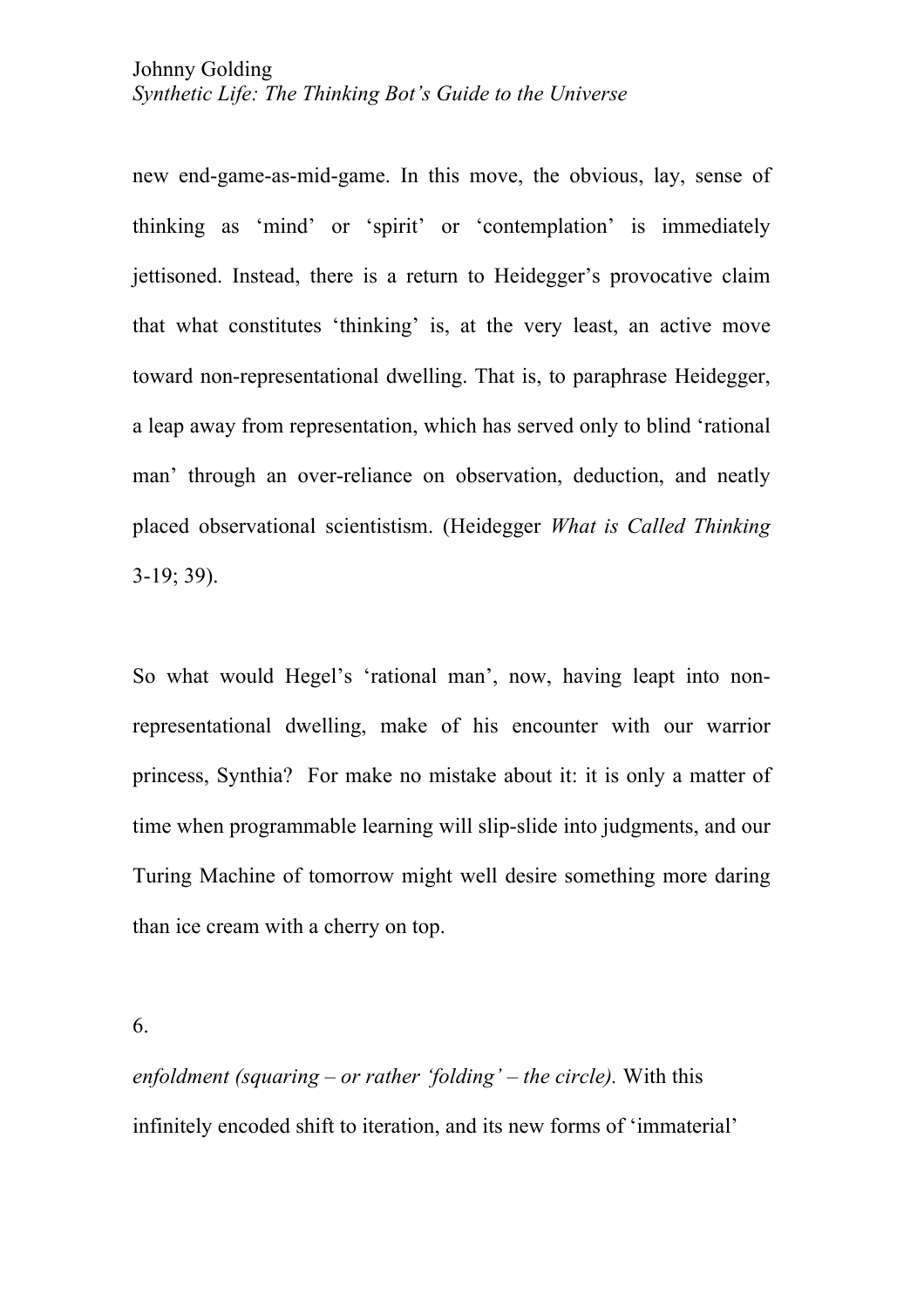new end-game-as-mid-game. In this move, the obvious, lay, sense of thinking as 'mind' or 'spirit' or 'contemplation' is immediately jettisoned. Instead, there is a return to Heidegger's provocative claim that what constitutes 'thinking' is, at the very least, an active move toward non-representational dwelling. That is, to paraphrase Heidegger, a leap away from representation, which has served only to blind 'rational man' through an over-reliance on observation, deduction, and neatly placed observational scientistism. (Heidegger *What is Called Thinking* 3-19; 39).

So what would Hegel's 'rational man', now, having leapt into non-representational dwelling, make of his encounter with our warrior princess, Synthia? For make no mistake about it: it is only a matter of time when programmable learning will slip-slide into judgments, and our Turing Machine of tomorrow might well desire something more daring than ice cream with a cherry on top.

6.

*enfoldment (squaring – or rather 'folding' – the circle).* With this infinitely encoded shift to iteration, and its new forms of 'immaterial'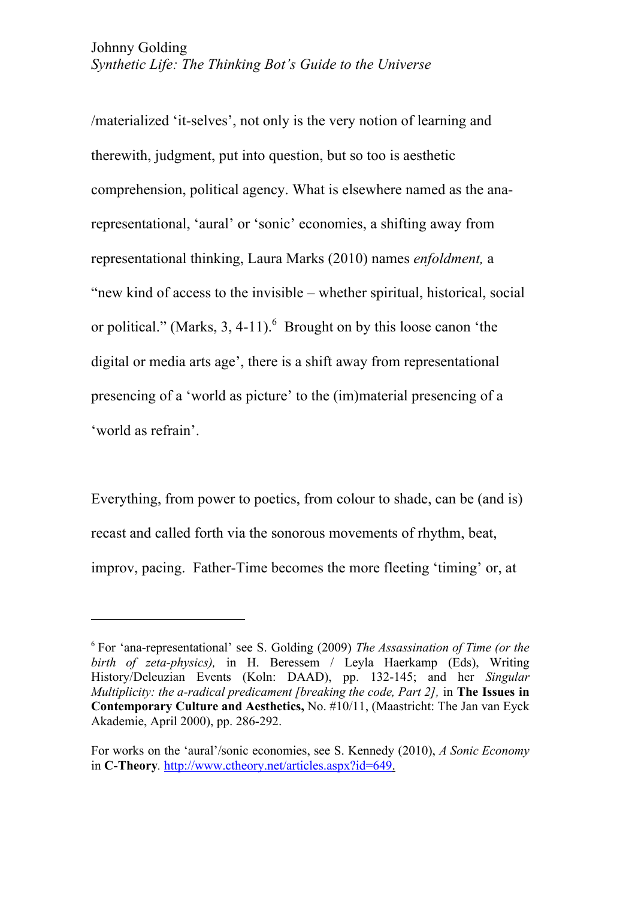/materialized 'it-selves', not only is the very notion of learning and therewith, judgment, put into question, but so too is aesthetic comprehension, political agency. What is elsewhere named as the ana-representational, 'aural' or 'sonic' economies, a shifting away from representational thinking, Laura Marks (2010) names *enfoldment,* a "new kind of access to the invisible – whether spiritual, historical, social or political." (Marks, 3, 4-11).[6] Brought on by this loose canon 'the digital or media arts age', there is a shift away from representational presencing of a 'world as picture' to the (im)material presencing of a 'world as refrain'.

Everything, from power to poetics, from colour to shade, can be (and is) recast and called forth via the sonorous movements of rhythm, beat, improv, pacing. Father-Time becomes the more fleeting 'timing' or, at

---

[6] For 'ana-representational' see S. Golding (2009) *The Assassination of Time (or the birth of zeta-physics),* in H. Beressem / Leyla Haerkamp (Eds), Writing History/Deleuzian Events (Koln: DAAD), pp. 132-145; and her *Singular Multiplicity: the a-radical predicament [breaking the code, Part 2],* in **The Issues in Contemporary Culture and Aesthetics,** No. #10/11, (Maastricht: The Jan van Eyck Akademie, April 2000), pp. 286-292.

For works on the 'aural'/sonic economies, see S. Kennedy (2010), *A Sonic Economy* in **C-Theory**. http://www.ctheory.net/articles.aspx?id=649.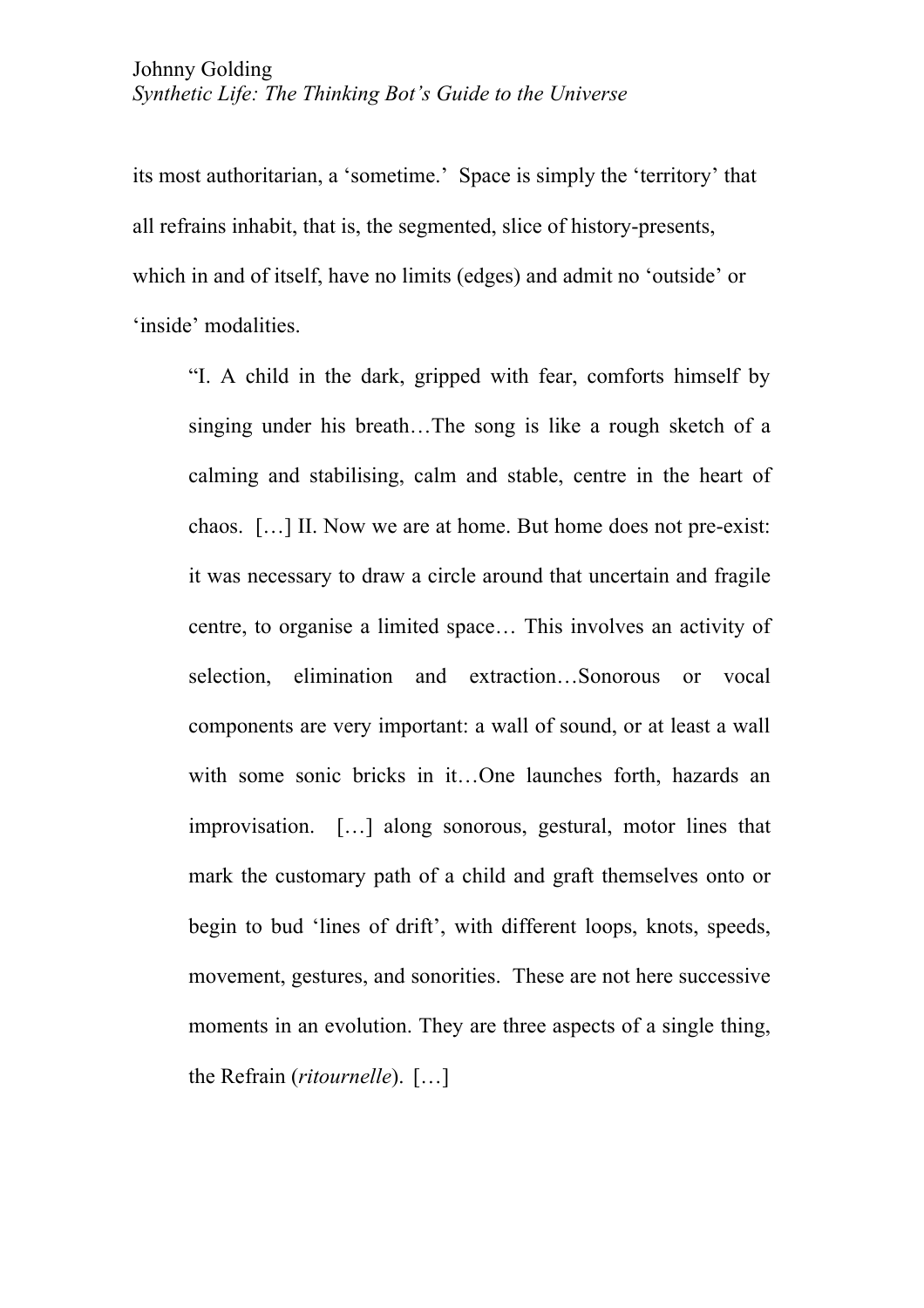its most authoritarian, a 'sometime.'  Space is simply the 'territory' that all refrains inhabit, that is, the segmented, slice of history-presents, which in and of itself, have no limits (edges) and admit no 'outside' or 'inside' modalities.

> "I. A child in the dark, gripped with fear, comforts himself by singing under his breath…The song is like a rough sketch of a calming and stabilising, calm and stable, centre in the heart of chaos.  […] II. Now we are at home. But home does not pre-exist: it was necessary to draw a circle around that uncertain and fragile centre, to organise a limited space… This involves an activity of selection, elimination and extraction…Sonorous or vocal components are very important: a wall of sound, or at least a wall with some sonic bricks in it…One launches forth, hazards an improvisation.  […] along sonorous, gestural, motor lines that mark the customary path of a child and graft themselves onto or begin to bud 'lines of drift', with different loops, knots, speeds, movement, gestures, and sonorities.  These are not here successive moments in an evolution. They are three aspects of a single thing, the Refrain (*ritournelle*).  […]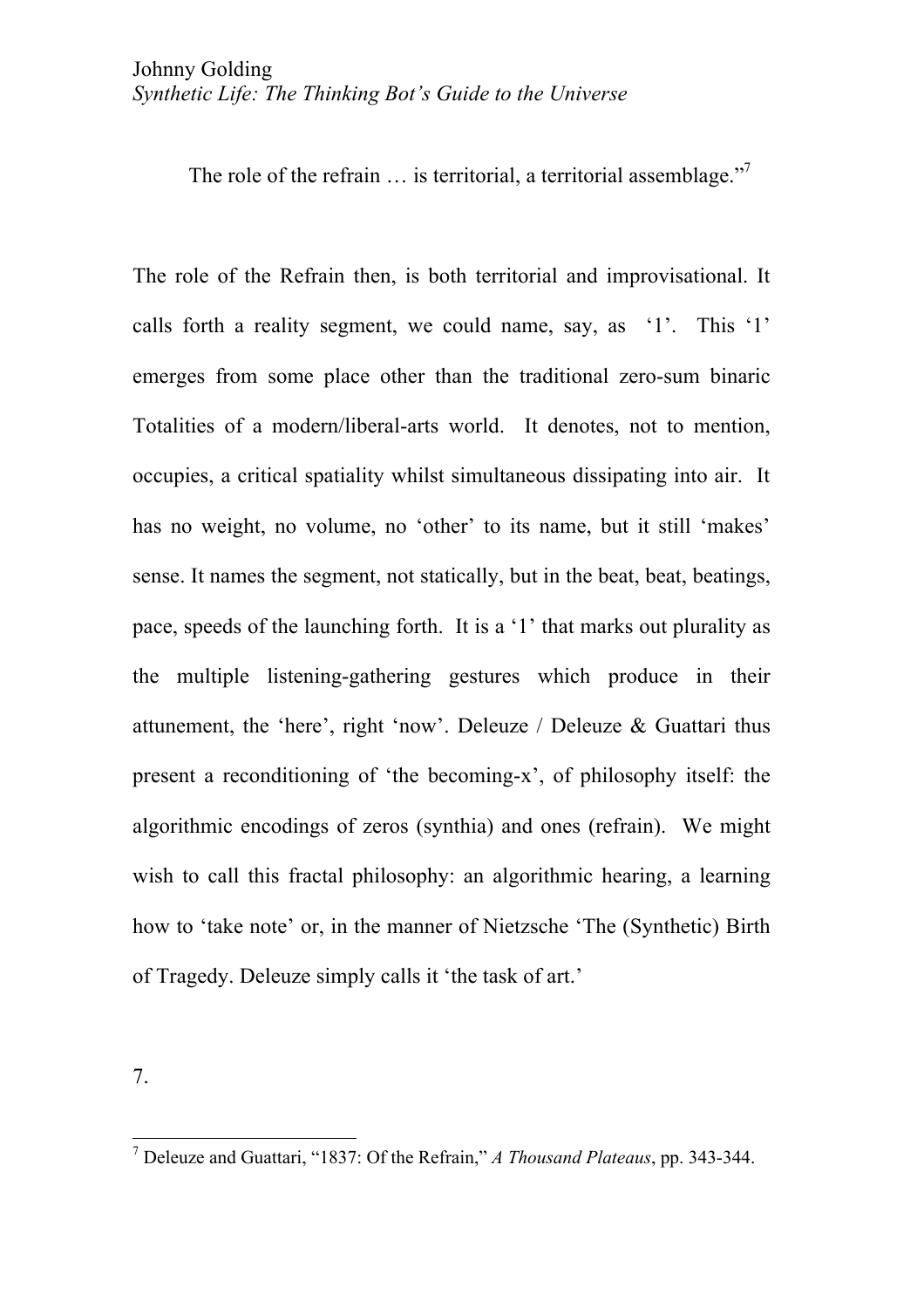The role of the refrain … is territorial, a territorial assemblage."[7]

The role of the Refrain then, is both territorial and improvisational. It calls forth a reality segment, we could name, say, as '1'. This '1' emerges from some place other than the traditional zero-sum binaric Totalities of a modern/liberal-arts world. It denotes, not to mention, occupies, a critical spatiality whilst simultaneous dissipating into air. It has no weight, no volume, no 'other' to its name, but it still 'makes' sense. It names the segment, not statically, but in the beat, beat, beatings, pace, speeds of the launching forth. It is a '1' that marks out plurality as the multiple listening-gathering gestures which produce in their attunement, the 'here', right 'now'. Deleuze / Deleuze & Guattari thus present a reconditioning of 'the becoming-x', of philosophy itself: the algorithmic encodings of zeros (synthia) and ones (refrain). We might wish to call this fractal philosophy: an algorithmic hearing, a learning how to 'take note' or, in the manner of Nietzsche 'The (Synthetic) Birth of Tragedy. Deleuze simply calls it 'the task of art.'

7.

[7] Deleuze and Guattari, "1837: Of the Refrain," *A Thousand Plateaus*, pp. 343-344.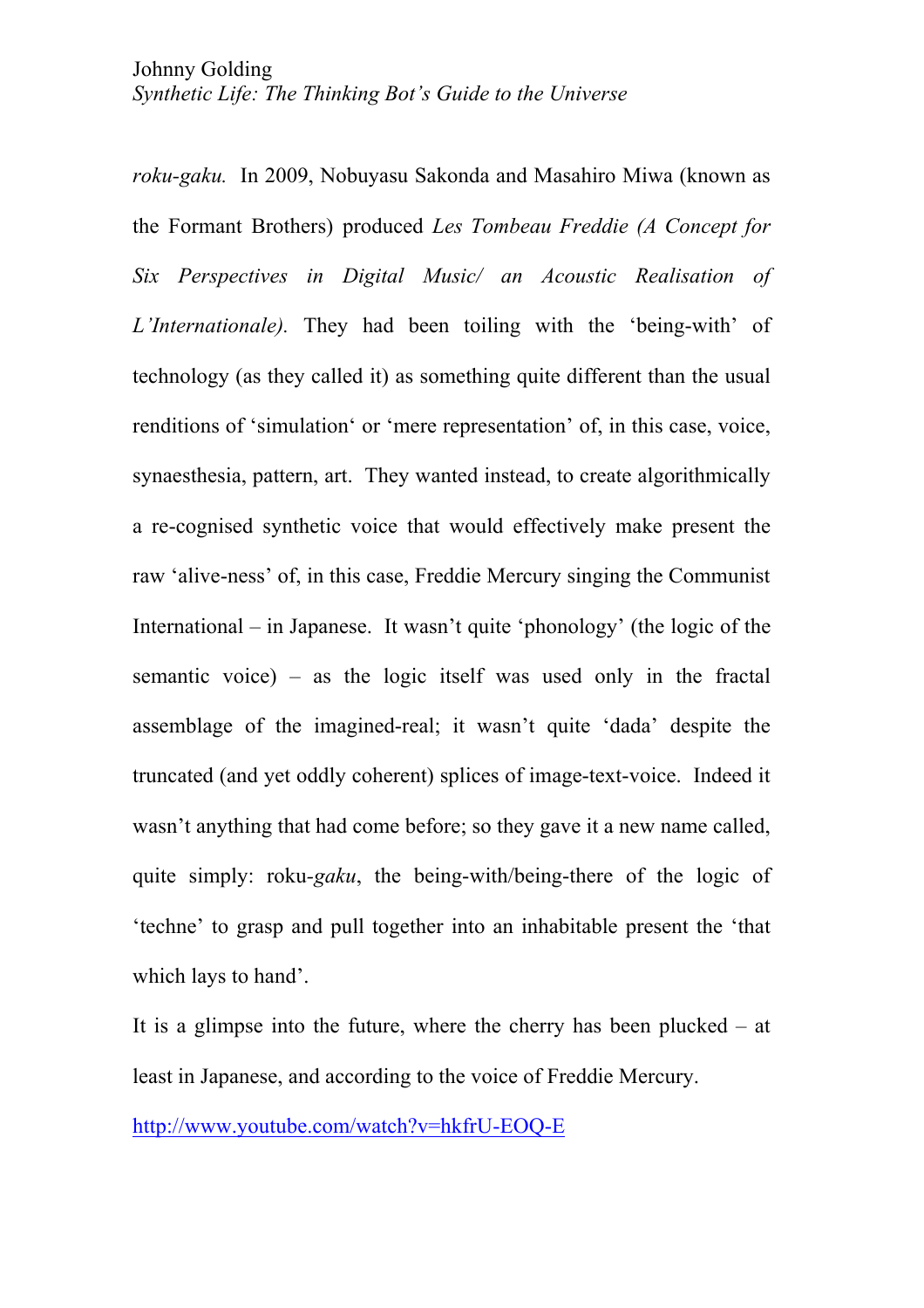*roku-gaku.* In 2009, Nobuyasu Sakonda and Masahiro Miwa (known as the Formant Brothers) produced *Les Tombeau Freddie (A Concept for Six Perspectives in Digital Music/ an Acoustic Realisation of L'Internationale).* They had been toiling with the 'being-with' of technology (as they called it) as something quite different than the usual renditions of 'simulation' or 'mere representation' of, in this case, voice, synaesthesia, pattern, art. They wanted instead, to create algorithmically a re-cognised synthetic voice that would effectively make present the raw 'alive-ness' of, in this case, Freddie Mercury singing the Communist International – in Japanese. It wasn't quite 'phonology' (the logic of the semantic voice) – as the logic itself was used only in the fractal assemblage of the imagined-real; it wasn't quite 'dada' despite the truncated (and yet oddly coherent) splices of image-text-voice. Indeed it wasn't anything that had come before; so they gave it a new name called, quite simply: roku-*gaku*, the being-with/being-there of the logic of 'techne' to grasp and pull together into an inhabitable present the 'that which lays to hand'.

It is a glimpse into the future, where the cherry has been plucked – at least in Japanese, and according to the voice of Freddie Mercury.

http://www.youtube.com/watch?v=hkfrU-EOQ-E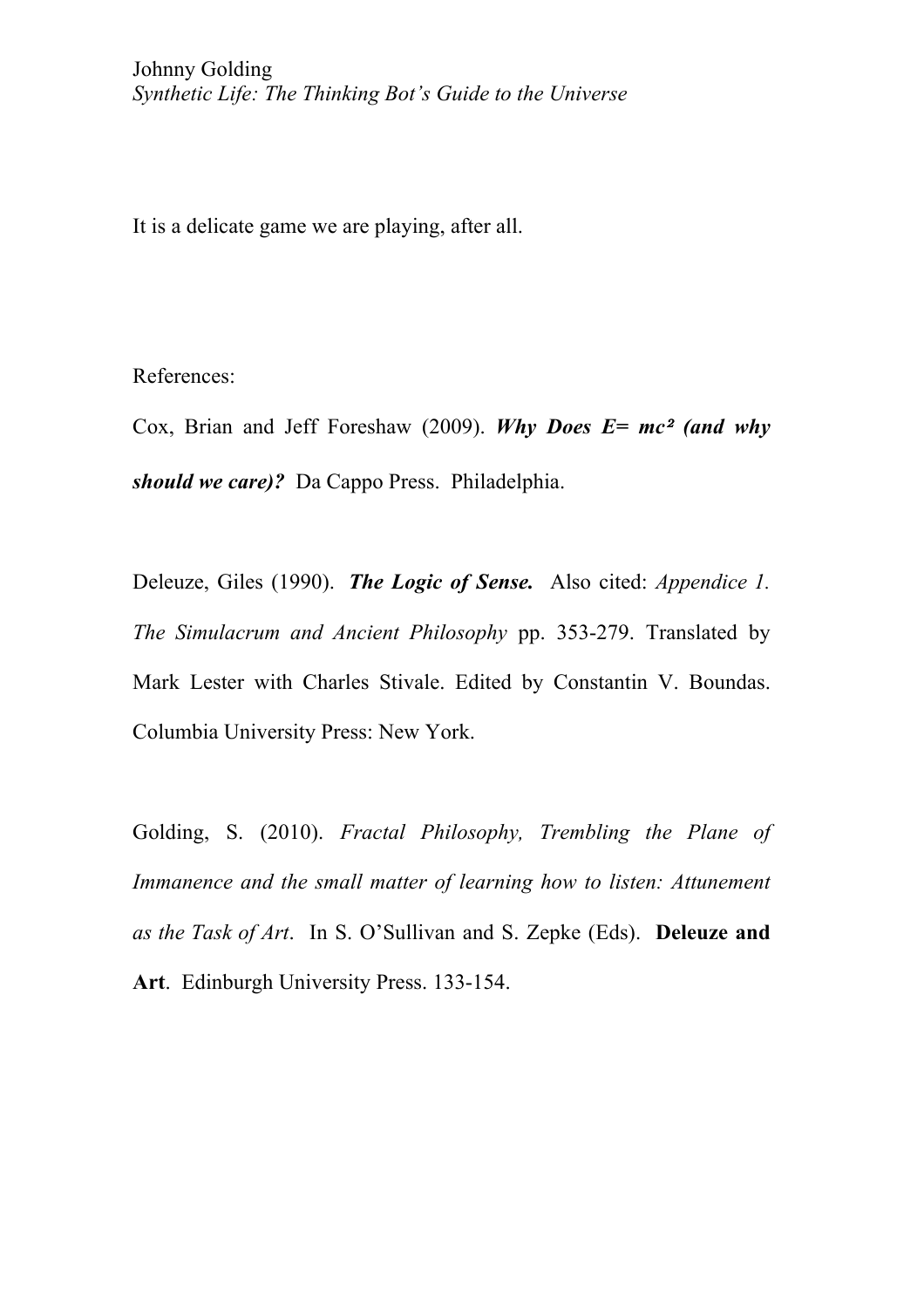It is a delicate game we are playing, after all.

References:

Cox, Brian and Jeff Foreshaw (2009). ***Why Does E= mc² (and why should we care)?*** Da Cappo Press. Philadelphia.

Deleuze, Giles (1990). ***The Logic of Sense.*** Also cited: *Appendice 1. The Simulacrum and Ancient Philosophy* pp. 353-279. Translated by Mark Lester with Charles Stivale. Edited by Constantin V. Boundas. Columbia University Press: New York.

Golding, S. (2010). *Fractal Philosophy, Trembling the Plane of Immanence and the small matter of learning how to listen: Attunement as the Task of Art*. In S. O'Sullivan and S. Zepke (Eds). **Deleuze and Art**. Edinburgh University Press. 133-154.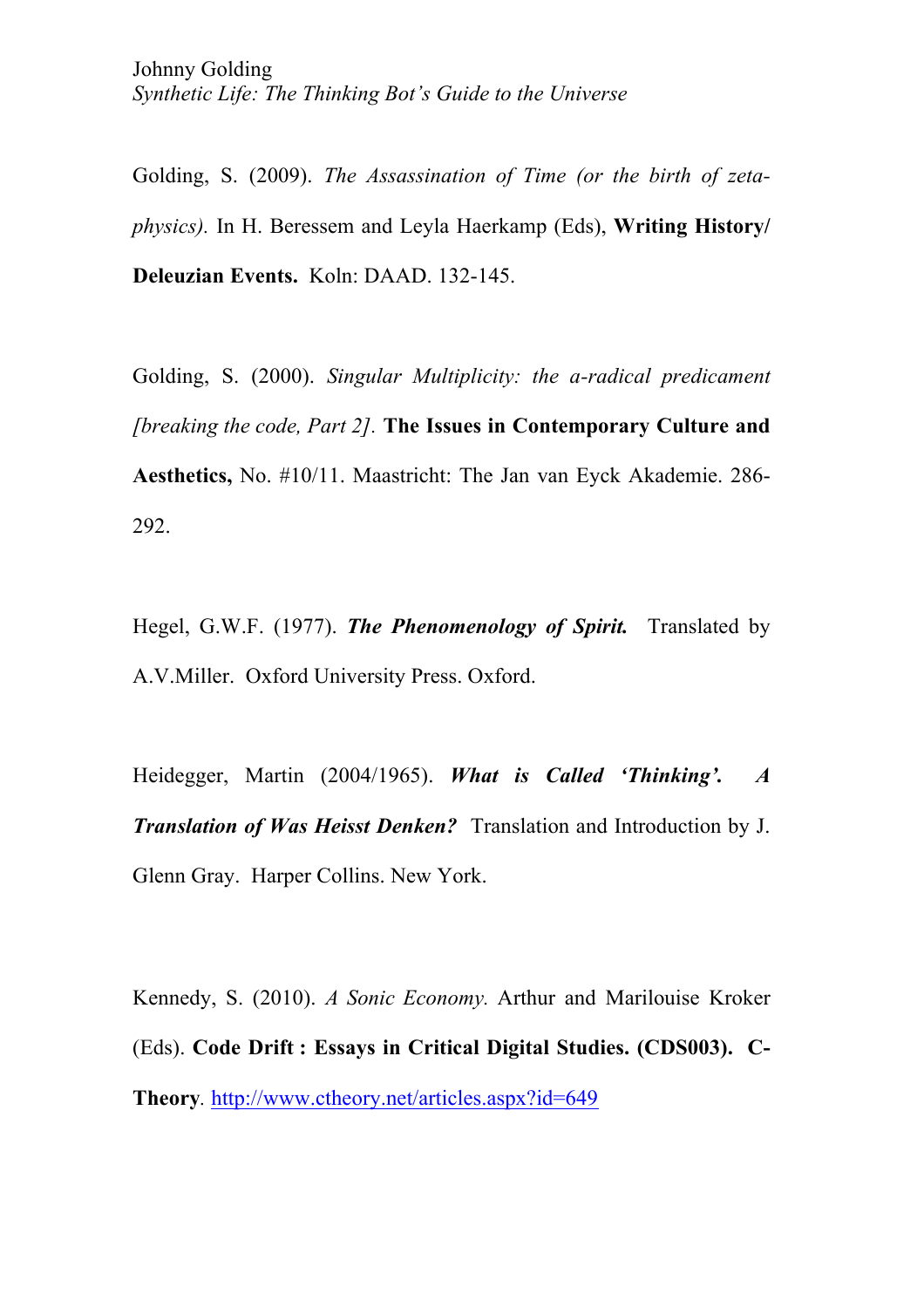Golding, S. (2009). *The Assassination of Time (or the birth of zeta-physics).* In H. Beressem and Leyla Haerkamp (Eds), **Writing History/ Deleuzian Events.** Koln: DAAD. 132-145.

Golding, S. (2000). *Singular Multiplicity: the a-radical predicament [breaking the code, Part 2].* **The Issues in Contemporary Culture and Aesthetics,** No. #10/11. Maastricht: The Jan van Eyck Akademie. 286-292.

Hegel, G.W.F. (1977). ***The Phenomenology of Spirit.*** Translated by A.V.Miller. Oxford University Press. Oxford.

Heidegger, Martin (2004/1965). ***What is Called 'Thinking'. A Translation of Was Heisst Denken?*** Translation and Introduction by J. Glenn Gray. Harper Collins. New York.

Kennedy, S. (2010). *A Sonic Economy.* Arthur and Marilouise Kroker (Eds). **Code Drift : Essays in Critical Digital Studies. (CDS003). C-Theory**. http://www.ctheory.net/articles.aspx?id=649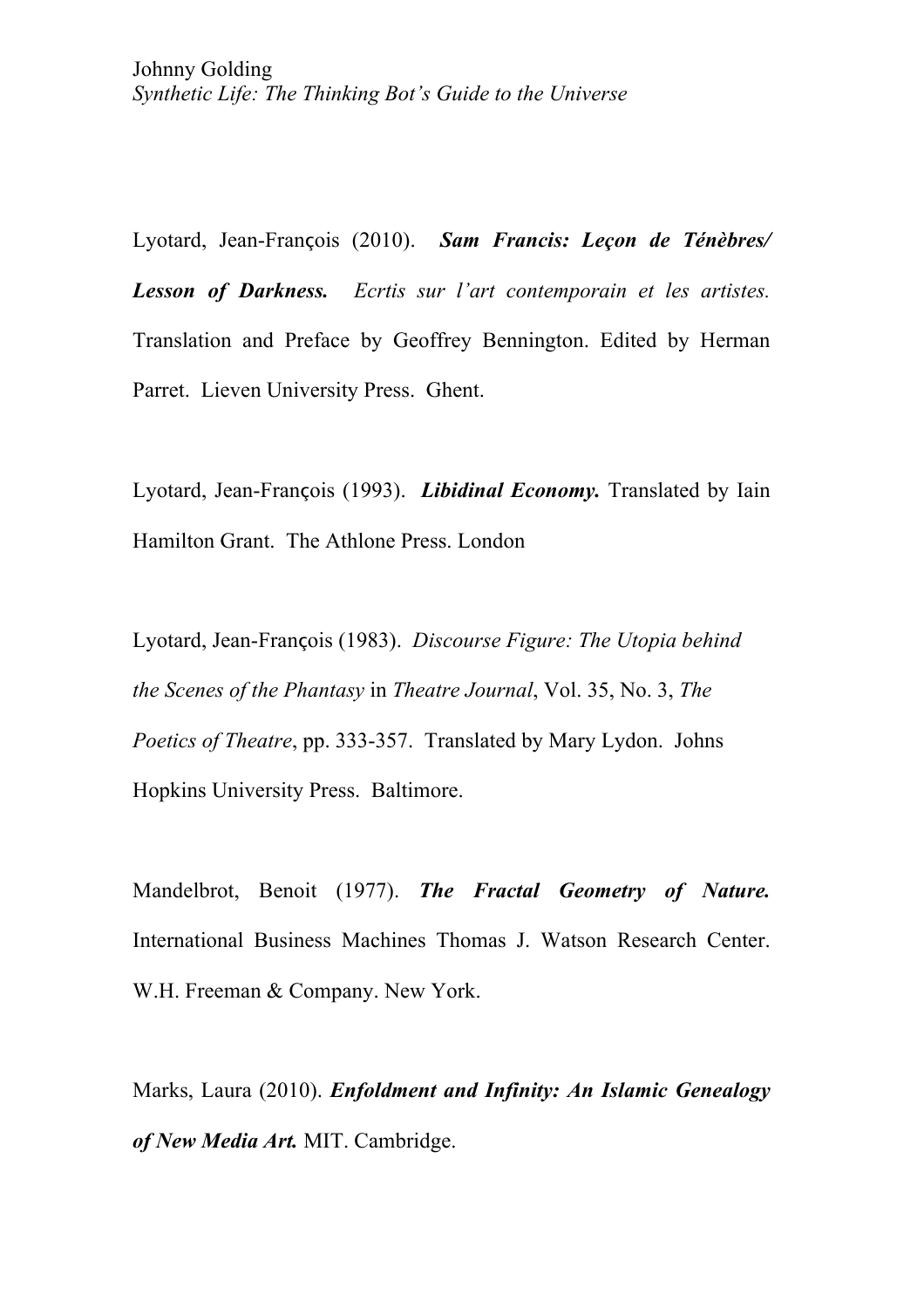Lyotard, Jean-François (2010). ***Sam Francis: Leçon de Ténèbres/ Lesson of Darkness.*** *Ecrtis sur l'art contemporain et les artistes.* Translation and Preface by Geoffrey Bennington. Edited by Herman Parret. Lieven University Press. Ghent.

Lyotard, Jean-François (1993). ***Libidinal Economy.*** Translated by Iain Hamilton Grant. The Athlone Press. London

Lyotard, Jean-François (1983). *Discourse Figure: The Utopia behind the Scenes of the Phantasy* in *Theatre Journal*, Vol. 35, No. 3, *The Poetics of Theatre*, pp. 333-357. Translated by Mary Lydon. Johns Hopkins University Press. Baltimore.

Mandelbrot, Benoit (1977). ***The Fractal Geometry of Nature.*** International Business Machines Thomas J. Watson Research Center. W.H. Freeman & Company. New York.

Marks, Laura (2010). ***Enfoldment and Infinity: An Islamic Genealogy of New Media Art.*** MIT. Cambridge.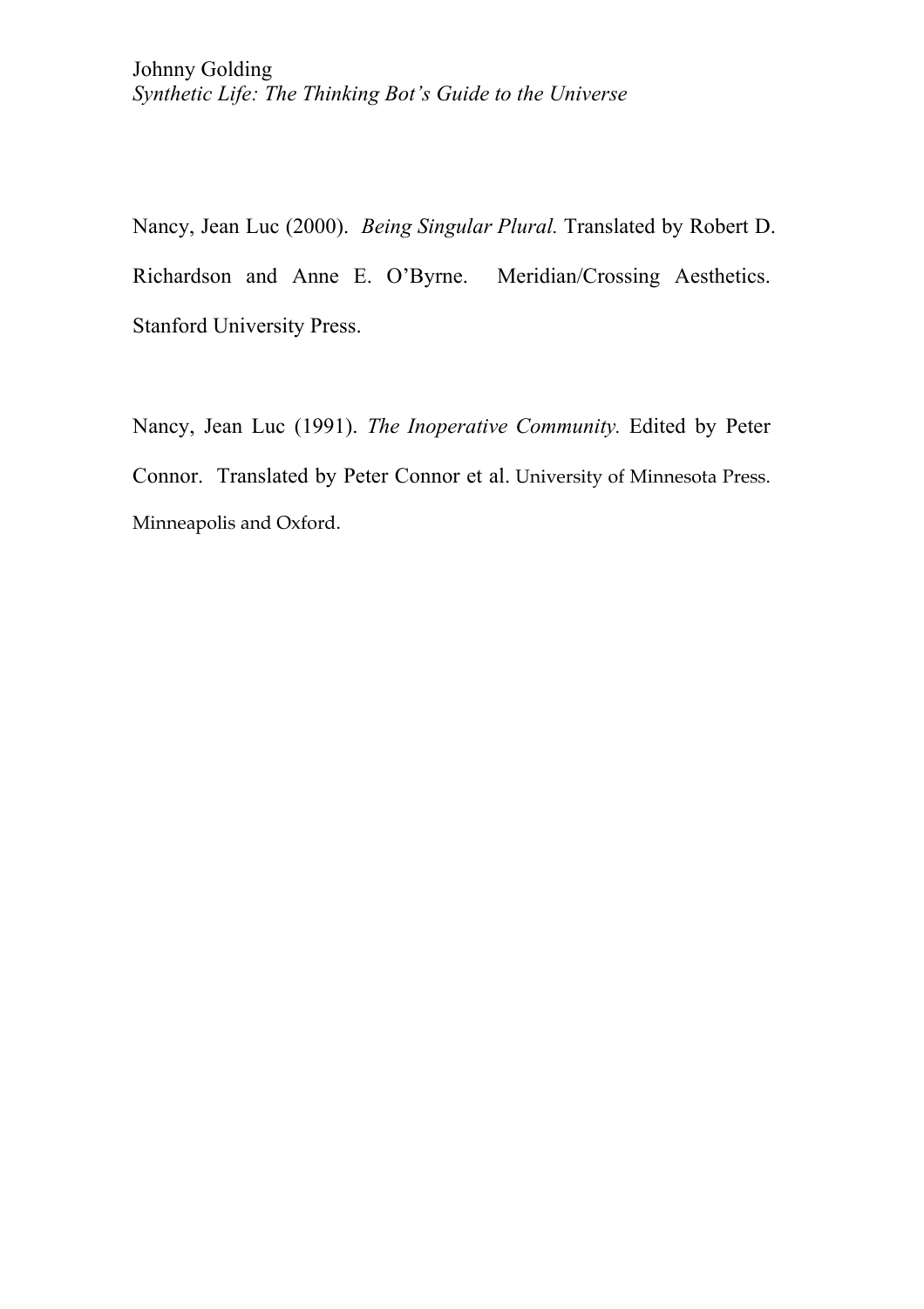Nancy, Jean Luc (2000). *Being Singular Plural.* Translated by Robert D. Richardson and Anne E. O'Byrne. Meridian/Crossing Aesthetics. Stanford University Press.

Nancy, Jean Luc (1991). *The Inoperative Community.* Edited by Peter Connor. Translated by Peter Connor et al. University of Minnesota Press. Minneapolis and Oxford.